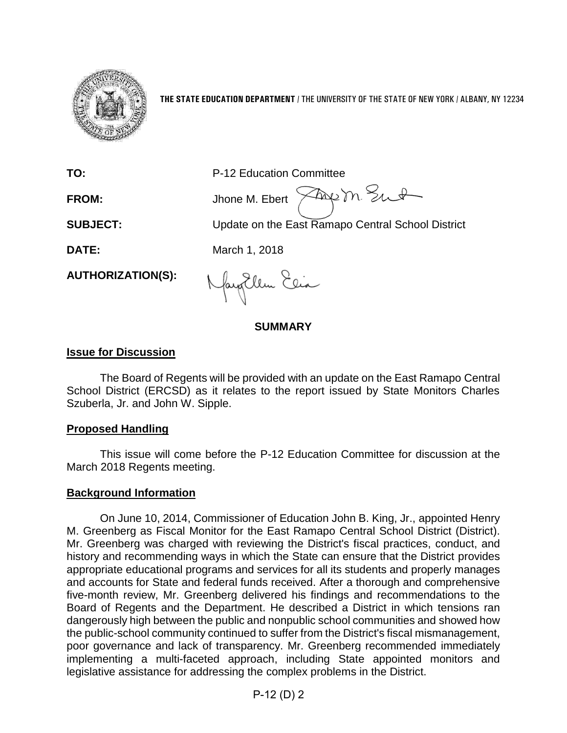THE STATE EDUCATION DEPARTMENT / THE UNIVERSITY OF THE STATE OF NEW YORK / ALBANY, NY 12234

**TO:** P-12 Education Committee

**FROM:** Jhone M. Ebert

**SUBJECT:** Update on the East Ramapo Central School District

**DATE:** March 1, 2018

**AUTHORIZATION(S):**

## SUMMARY

### Issue for Discussion

The Board of Regents will be provided with an update on the East Ramapo Central School District (ERCSD) as it relates to the report issued by State Monitors Charles Szuberla, Jr. and John W. Sipple.

### Proposed Handling

This issue will come before the P-12 Education Committee for discussion at the March 2018 Regents meeting.

### Background Information

On June 10, 2014, Commissioner of Education John B. King, Jr., appointed Henry M. Greenberg as Fiscal Monitor for the East Ramapo Central School District (District). Mr. Greenberg was charged with reviewing the District's fiscal practices, conduct, and history and recommending ways in which the State can ensure that the District provides appropriate educational programs and services for all its students and properly manages and accounts for State and federal funds received. After a thorough and comprehensive five-month review, Mr. Greenberg delivered his findings and recommendations to the Board of Regents and the Department. He described a District in which tensions ran dangerously high between the public and nonpublic school communities and showed how the public-school community continued to suffer from the District's fiscal mismanagement, poor governance and lack of transparency. Mr. Greenberg recommended immediately implementing a multi-faceted approach, including State appointed monitors and legislative assistance for addressing the complex problems in the District.

P-12 (D) 2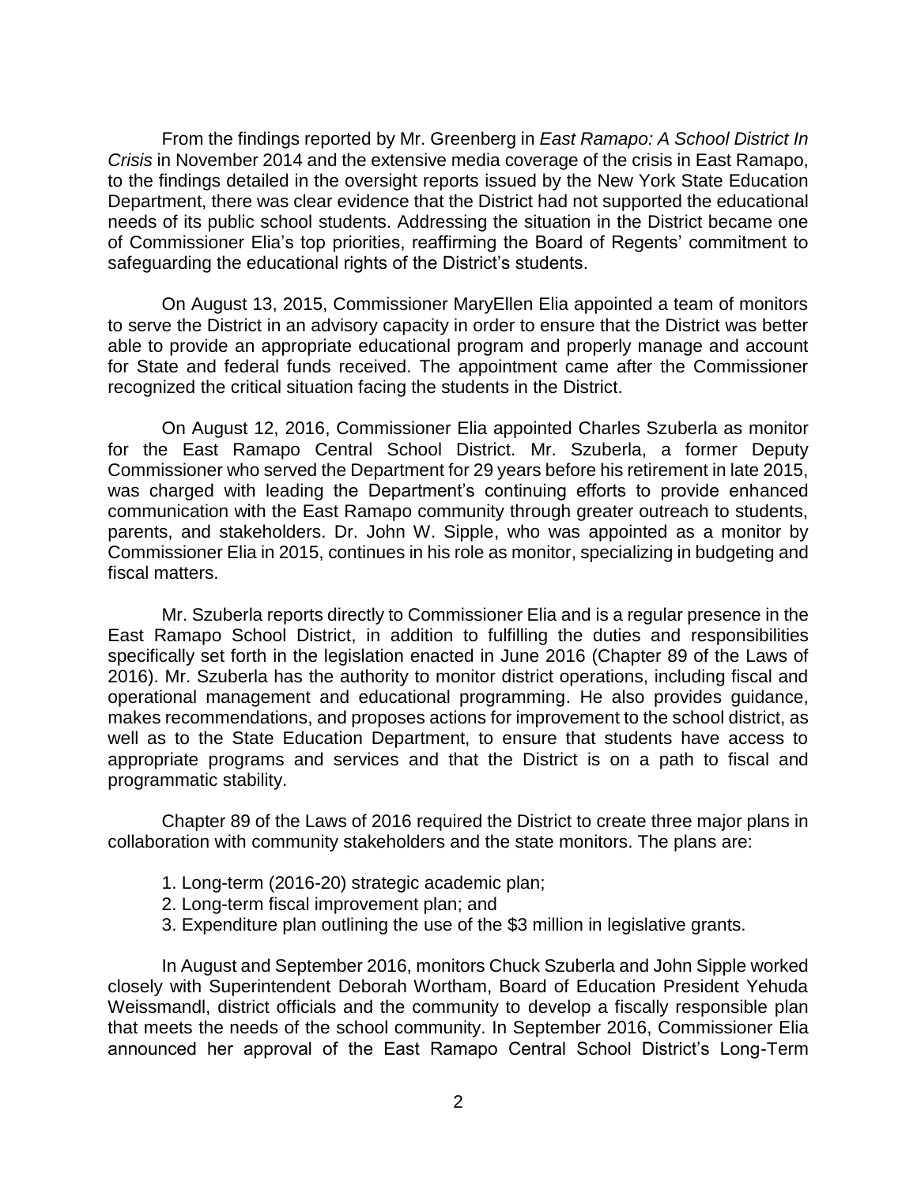From the findings reported by Mr. Greenberg in *East Ramapo: A School District In Crisis* in November 2014 and the extensive media coverage of the crisis in East Ramapo, to the findings detailed in the oversight reports issued by the New York State Education Department, there was clear evidence that the District had not supported the educational needs of its public school students. Addressing the situation in the District became one of Commissioner Elia's top priorities, reaffirming the Board of Regents' commitment to safeguarding the educational rights of the District's students.

On August 13, 2015, Commissioner MaryEllen Elia appointed a team of monitors to serve the District in an advisory capacity in order to ensure that the District was better able to provide an appropriate educational program and properly manage and account for State and federal funds received. The appointment came after the Commissioner recognized the critical situation facing the students in the District.

On August 12, 2016, Commissioner Elia appointed Charles Szuberla as monitor for the East Ramapo Central School District. Mr. Szuberla, a former Deputy Commissioner who served the Department for 29 years before his retirement in late 2015, was charged with leading the Department's continuing efforts to provide enhanced communication with the East Ramapo community through greater outreach to students, parents, and stakeholders. Dr. John W. Sipple, who was appointed as a monitor by Commissioner Elia in 2015, continues in his role as monitor, specializing in budgeting and fiscal matters.

Mr. Szuberla reports directly to Commissioner Elia and is a regular presence in the East Ramapo School District, in addition to fulfilling the duties and responsibilities specifically set forth in the legislation enacted in June 2016 (Chapter 89 of the Laws of 2016). Mr. Szuberla has the authority to monitor district operations, including fiscal and operational management and educational programming. He also provides guidance, makes recommendations, and proposes actions for improvement to the school district, as well as to the State Education Department, to ensure that students have access to appropriate programs and services and that the District is on a path to fiscal and programmatic stability.

Chapter 89 of the Laws of 2016 required the District to create three major plans in collaboration with community stakeholders and the state monitors. The plans are:

1. Long-term (2016-20) strategic academic plan;
2. Long-term fiscal improvement plan; and
3. Expenditure plan outlining the use of the $3 million in legislative grants.

In August and September 2016, monitors Chuck Szuberla and John Sipple worked closely with Superintendent Deborah Wortham, Board of Education President Yehuda Weissmandl, district officials and the community to develop a fiscally responsible plan that meets the needs of the school community. In September 2016, Commissioner Elia announced her approval of the East Ramapo Central School District's Long-Term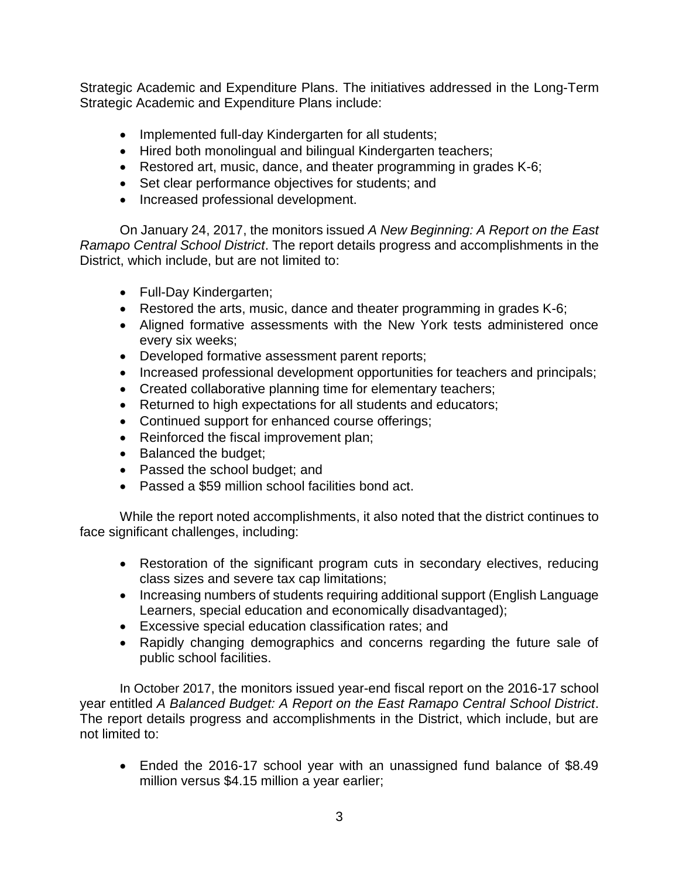Strategic Academic and Expenditure Plans. The initiatives addressed in the Long-Term Strategic Academic and Expenditure Plans include:

- Implemented full-day Kindergarten for all students;
- Hired both monolingual and bilingual Kindergarten teachers;
- Restored art, music, dance, and theater programming in grades K-6;
- Set clear performance objectives for students; and
- Increased professional development.

On January 24, 2017, the monitors issued *A New Beginning: A Report on the East Ramapo Central School District*. The report details progress and accomplishments in the District, which include, but are not limited to:

- Full-Day Kindergarten;
- Restored the arts, music, dance and theater programming in grades K-6;
- Aligned formative assessments with the New York tests administered once every six weeks;
- Developed formative assessment parent reports;
- Increased professional development opportunities for teachers and principals;
- Created collaborative planning time for elementary teachers;
- Returned to high expectations for all students and educators;
- Continued support for enhanced course offerings;
- Reinforced the fiscal improvement plan;
- Balanced the budget;
- Passed the school budget; and
- Passed a $59 million school facilities bond act.

While the report noted accomplishments, it also noted that the district continues to face significant challenges, including:

- Restoration of the significant program cuts in secondary electives, reducing class sizes and severe tax cap limitations;
- Increasing numbers of students requiring additional support (English Language Learners, special education and economically disadvantaged);
- Excessive special education classification rates; and
- Rapidly changing demographics and concerns regarding the future sale of public school facilities.

In October 2017, the monitors issued year-end fiscal report on the 2016-17 school year entitled *A Balanced Budget: A Report on the East Ramapo Central School District*. The report details progress and accomplishments in the District, which include, but are not limited to:

- Ended the 2016-17 school year with an unassigned fund balance of $8.49 million versus $4.15 million a year earlier;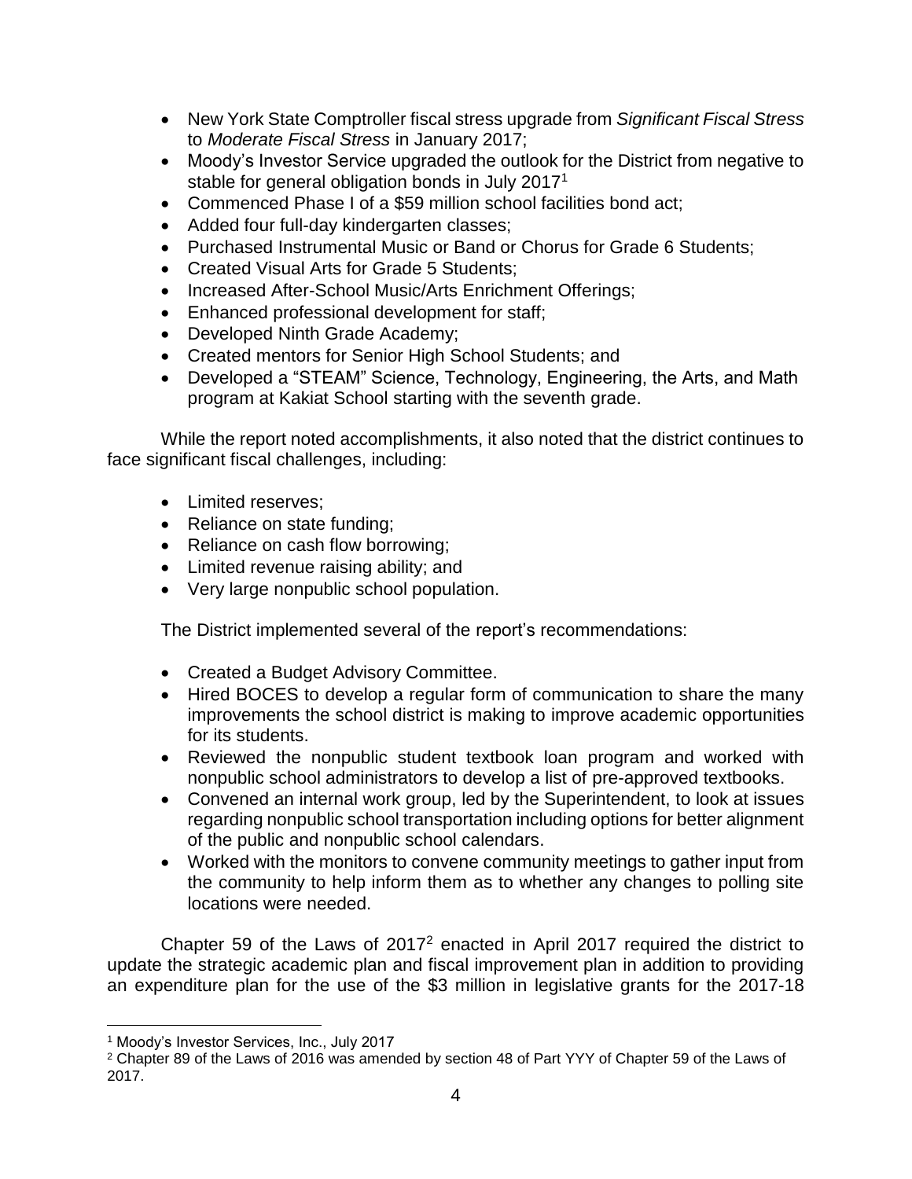- New York State Comptroller fiscal stress upgrade from *Significant Fiscal Stress* to *Moderate Fiscal Stress* in January 2017;
- Moody's Investor Service upgraded the outlook for the District from negative to stable for general obligation bonds in July 2017[1]
- Commenced Phase I of a $59 million school facilities bond act;
- Added four full-day kindergarten classes;
- Purchased Instrumental Music or Band or Chorus for Grade 6 Students;
- Created Visual Arts for Grade 5 Students;
- Increased After-School Music/Arts Enrichment Offerings;
- Enhanced professional development for staff;
- Developed Ninth Grade Academy;
- Created mentors for Senior High School Students; and
- Developed a "STEAM" Science, Technology, Engineering, the Arts, and Math program at Kakiat School starting with the seventh grade.

While the report noted accomplishments, it also noted that the district continues to face significant fiscal challenges, including:

- Limited reserves;
- Reliance on state funding;
- Reliance on cash flow borrowing;
- Limited revenue raising ability; and
- Very large nonpublic school population.

The District implemented several of the report's recommendations:

- Created a Budget Advisory Committee.
- Hired BOCES to develop a regular form of communication to share the many improvements the school district is making to improve academic opportunities for its students.
- Reviewed the nonpublic student textbook loan program and worked with nonpublic school administrators to develop a list of pre-approved textbooks.
- Convened an internal work group, led by the Superintendent, to look at issues regarding nonpublic school transportation including options for better alignment of the public and nonpublic school calendars.
- Worked with the monitors to convene community meetings to gather input from the community to help inform them as to whether any changes to polling site locations were needed.

Chapter 59 of the Laws of 2017[2] enacted in April 2017 required the district to update the strategic academic plan and fiscal improvement plan in addition to providing an expenditure plan for the use of the $3 million in legislative grants for the 2017-18

---

[1] Moody's Investor Services, Inc., July 2017

[2] Chapter 89 of the Laws of 2016 was amended by section 48 of Part YYY of Chapter 59 of the Laws of 2017.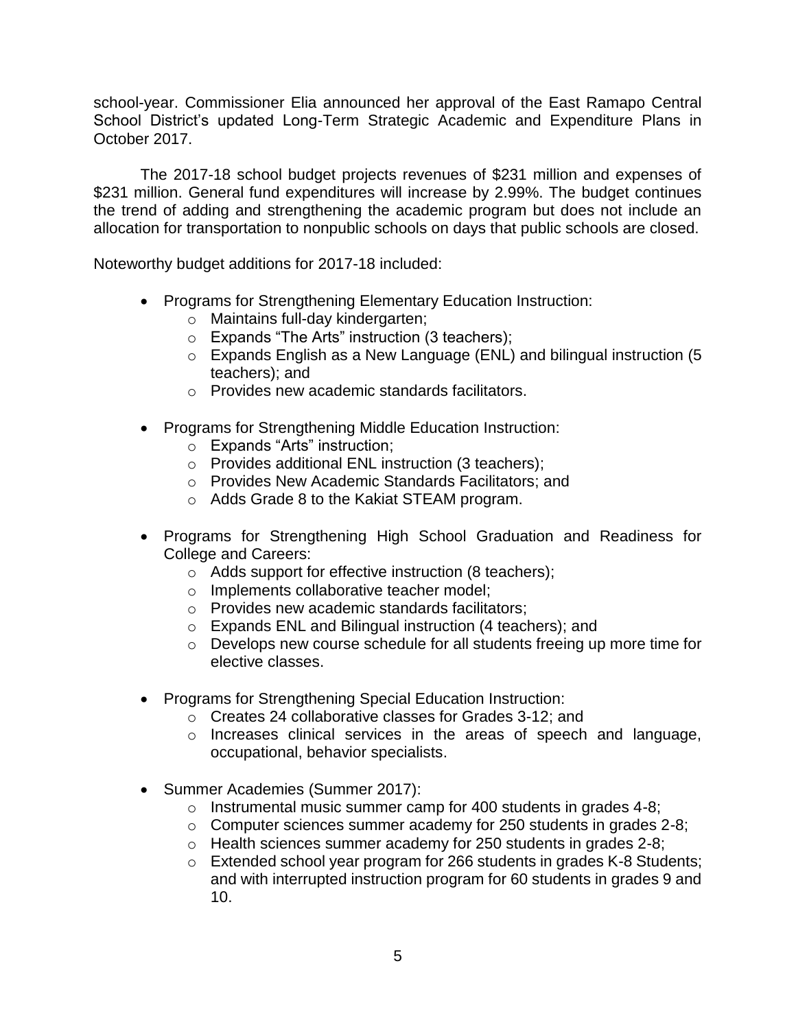school-year. Commissioner Elia announced her approval of the East Ramapo Central School District's updated Long-Term Strategic Academic and Expenditure Plans in October 2017.

The 2017-18 school budget projects revenues of $231 million and expenses of $231 million. General fund expenditures will increase by 2.99%. The budget continues the trend of adding and strengthening the academic program but does not include an allocation for transportation to nonpublic schools on days that public schools are closed.

Noteworthy budget additions for 2017-18 included:

- Programs for Strengthening Elementary Education Instruction:
  - Maintains full-day kindergarten;
  - Expands "The Arts" instruction (3 teachers);
  - Expands English as a New Language (ENL) and bilingual instruction (5 teachers); and
  - Provides new academic standards facilitators.
- Programs for Strengthening Middle Education Instruction:
  - Expands "Arts" instruction;
  - Provides additional ENL instruction (3 teachers);
  - Provides New Academic Standards Facilitators; and
  - Adds Grade 8 to the Kakiat STEAM program.
- Programs for Strengthening High School Graduation and Readiness for College and Careers:
  - Adds support for effective instruction (8 teachers);
  - Implements collaborative teacher model;
  - Provides new academic standards facilitators;
  - Expands ENL and Bilingual instruction (4 teachers); and
  - Develops new course schedule for all students freeing up more time for elective classes.
- Programs for Strengthening Special Education Instruction:
  - Creates 24 collaborative classes for Grades 3-12; and
  - Increases clinical services in the areas of speech and language, occupational, behavior specialists.
- Summer Academies (Summer 2017):
  - Instrumental music summer camp for 400 students in grades 4-8;
  - Computer sciences summer academy for 250 students in grades 2-8;
  - Health sciences summer academy for 250 students in grades 2-8;
  - Extended school year program for 266 students in grades K-8 Students; and with interrupted instruction program for 60 students in grades 9 and 10.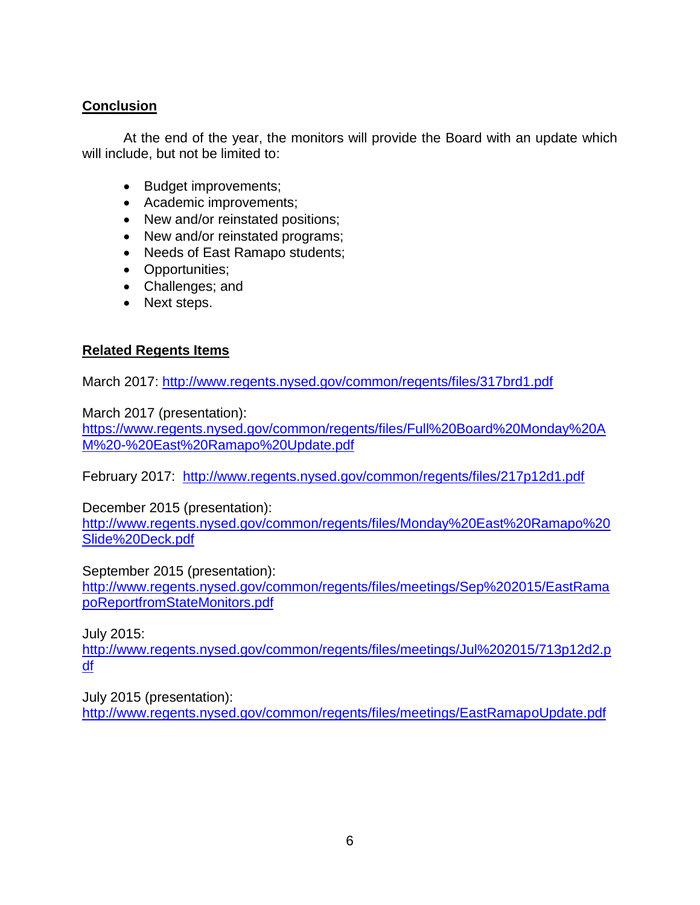## Conclusion

At the end of the year, the monitors will provide the Board with an update which will include, but not be limited to:

- Budget improvements;
- Academic improvements;
- New and/or reinstated positions;
- New and/or reinstated programs;
- Needs of East Ramapo students;
- Opportunities;
- Challenges; and
- Next steps.

## Related Regents Items

March 2017: http://www.regents.nysed.gov/common/regents/files/317brd1.pdf

March 2017 (presentation): https://www.regents.nysed.gov/common/regents/files/Full%20Board%20Monday%20AM%20-%20East%20Ramapo%20Update.pdf

February 2017: http://www.regents.nysed.gov/common/regents/files/217p12d1.pdf

December 2015 (presentation): http://www.regents.nysed.gov/common/regents/files/Monday%20East%20Ramapo%20Slide%20Deck.pdf

September 2015 (presentation): http://www.regents.nysed.gov/common/regents/files/meetings/Sep%202015/EastRamapoReportfromStateMonitors.pdf

July 2015: http://www.regents.nysed.gov/common/regents/files/meetings/Jul%202015/713p12d2.pdf

July 2015 (presentation): http://www.regents.nysed.gov/common/regents/files/meetings/EastRamapoUpdate.pdf